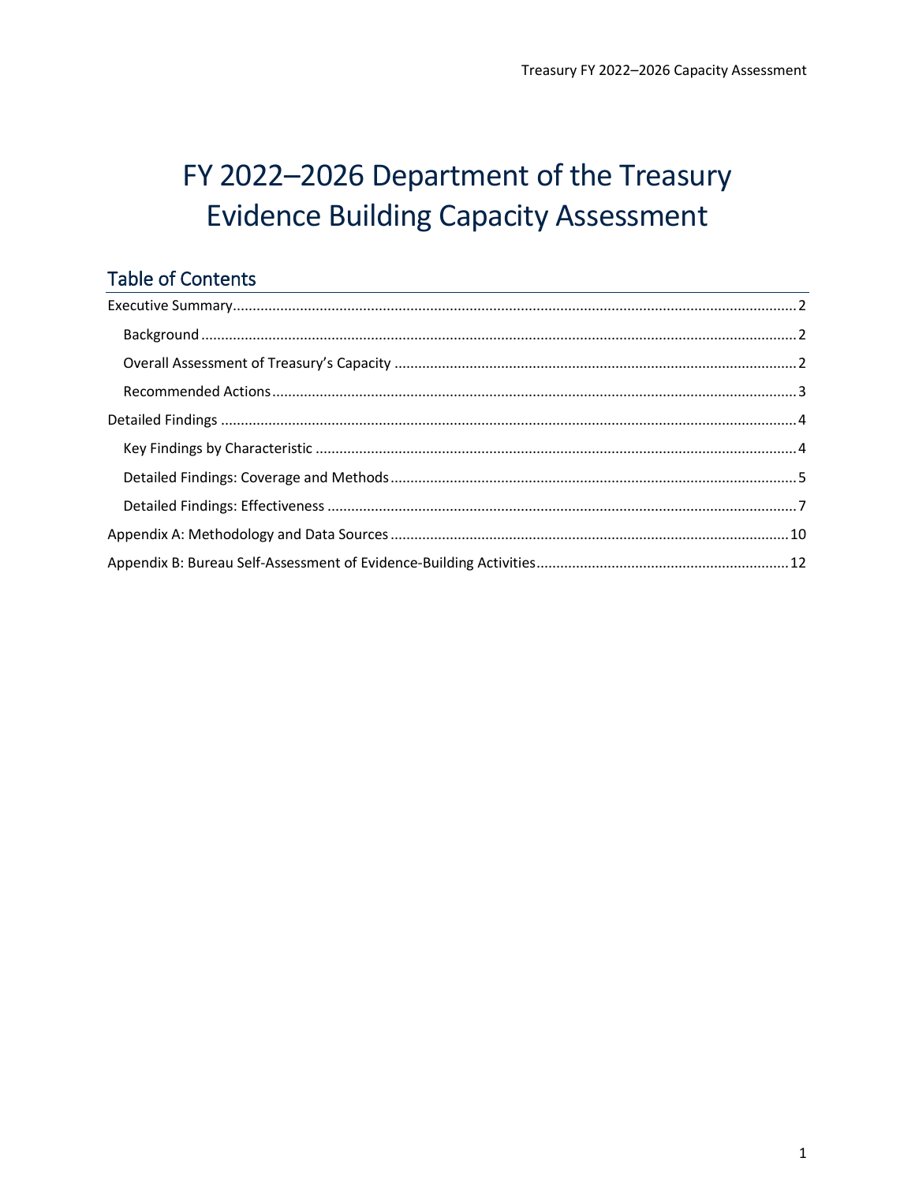# FY 2022–2026 Department of the Treasury Evidence Building Capacity Assessment

## Table of Contents

- Executive Summary ..... 2
  - Background ..... 2
  - Overall Assessment of Treasury's Capacity ..... 2
  - Recommended Actions ..... 3
- Detailed Findings ..... 4
  - Key Findings by Characteristic ..... 4
  - Detailed Findings: Coverage and Methods ..... 5
  - Detailed Findings: Effectiveness ..... 7
- Appendix A: Methodology and Data Sources ..... 10
- Appendix B: Bureau Self-Assessment of Evidence-Building Activities ..... 12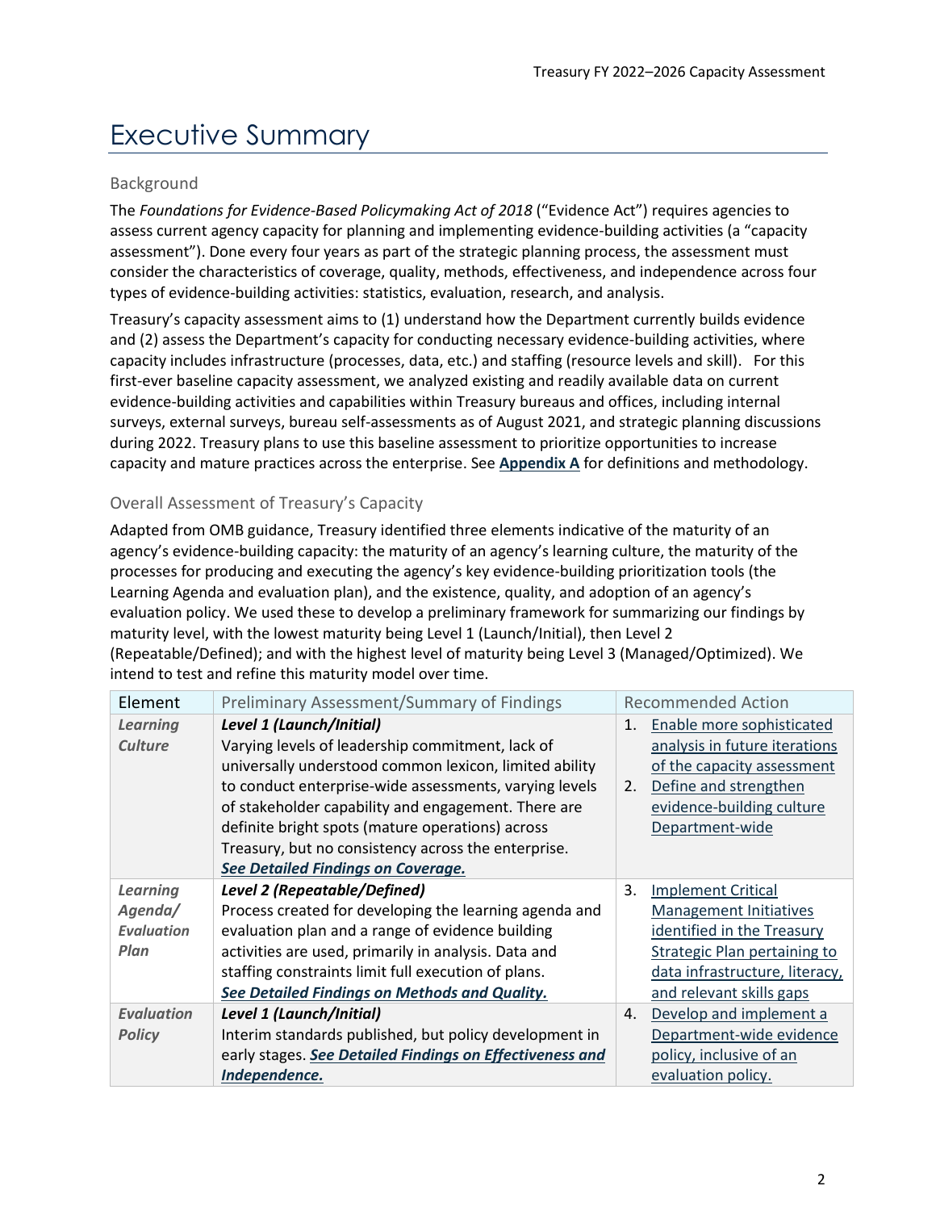# Executive Summary

## Background

The *Foundations for Evidence-Based Policymaking Act of 2018* ("Evidence Act") requires agencies to assess current agency capacity for planning and implementing evidence-building activities (a "capacity assessment"). Done every four years as part of the strategic planning process, the assessment must consider the characteristics of coverage, quality, methods, effectiveness, and independence across four types of evidence-building activities: statistics, evaluation, research, and analysis.

Treasury's capacity assessment aims to (1) understand how the Department currently builds evidence and (2) assess the Department's capacity for conducting necessary evidence-building activities, where capacity includes infrastructure (processes, data, etc.) and staffing (resource levels and skill). For this first-ever baseline capacity assessment, we analyzed existing and readily available data on current evidence-building activities and capabilities within Treasury bureaus and offices, including internal surveys, external surveys, bureau self-assessments as of August 2021, and strategic planning discussions during 2022. Treasury plans to use this baseline assessment to prioritize opportunities to increase capacity and mature practices across the enterprise. See **Appendix A** for definitions and methodology.

## Overall Assessment of Treasury's Capacity

Adapted from OMB guidance, Treasury identified three elements indicative of the maturity of an agency's evidence-building capacity: the maturity of an agency's learning culture, the maturity of the processes for producing and executing the agency's key evidence-building prioritization tools (the Learning Agenda and evaluation plan), and the existence, quality, and adoption of an agency's evaluation policy. We used these to develop a preliminary framework for summarizing our findings by maturity level, with the lowest maturity being Level 1 (Launch/Initial), then Level 2 (Repeatable/Defined); and with the highest level of maturity being Level 3 (Managed/Optimized). We intend to test and refine this maturity model over time.

| Element | Preliminary Assessment/Summary of Findings | Recommended Action |
| --- | --- | --- |
| ***Learning Culture*** | ***Level 1 (Launch/Initial)***<br>Varying levels of leadership commitment, lack of universally understood common lexicon, limited ability to conduct enterprise-wide assessments, varying levels of stakeholder capability and engagement. There are definite bright spots (mature operations) across Treasury, but no consistency across the enterprise.<br>***See Detailed Findings on Coverage.*** | 1. Enable more sophisticated analysis in future iterations of the capacity assessment<br>2. Define and strengthen evidence-building culture Department-wide |
| ***Learning Agenda/ Evaluation Plan*** | ***Level 2 (Repeatable/Defined)***<br>Process created for developing the learning agenda and evaluation plan and a range of evidence building activities are used, primarily in analysis. Data and staffing constraints limit full execution of plans.<br>***See Detailed Findings on Methods and Quality.*** | 3. Implement Critical Management Initiatives identified in the Treasury Strategic Plan pertaining to data infrastructure, literacy, and relevant skills gaps |
| ***Evaluation Policy*** | ***Level 1 (Launch/Initial)***<br>Interim standards published, but policy development in early stages. ***See Detailed Findings on Effectiveness and Independence.*** | 4. Develop and implement a Department-wide evidence policy, inclusive of an evaluation policy. |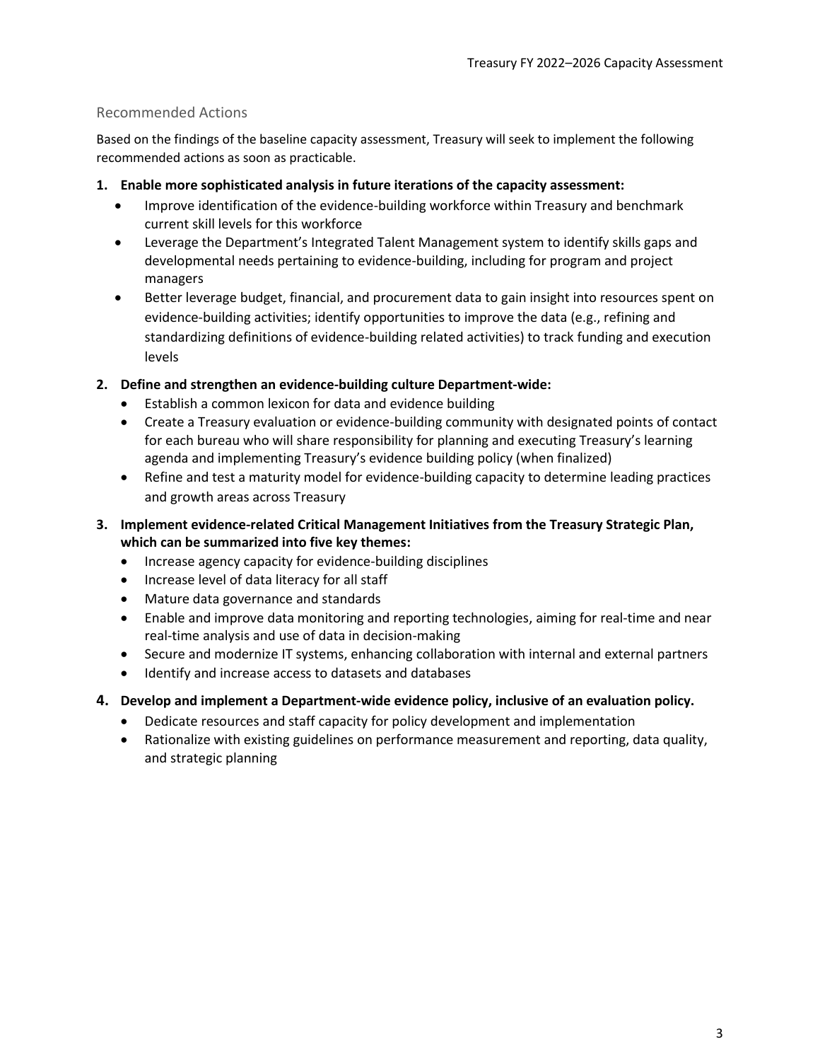## Recommended Actions

Based on the findings of the baseline capacity assessment, Treasury will seek to implement the following recommended actions as soon as practicable.

1. **Enable more sophisticated analysis in future iterations of the capacity assessment:**
   - Improve identification of the evidence-building workforce within Treasury and benchmark current skill levels for this workforce
   - Leverage the Department's Integrated Talent Management system to identify skills gaps and developmental needs pertaining to evidence-building, including for program and project managers
   - Better leverage budget, financial, and procurement data to gain insight into resources spent on evidence-building activities; identify opportunities to improve the data (e.g., refining and standardizing definitions of evidence-building related activities) to track funding and execution levels

2. **Define and strengthen an evidence-building culture Department-wide:**
   - Establish a common lexicon for data and evidence building
   - Create a Treasury evaluation or evidence-building community with designated points of contact for each bureau who will share responsibility for planning and executing Treasury's learning agenda and implementing Treasury's evidence building policy (when finalized)
   - Refine and test a maturity model for evidence-building capacity to determine leading practices and growth areas across Treasury

3. **Implement evidence-related Critical Management Initiatives from the Treasury Strategic Plan, which can be summarized into five key themes:**
   - Increase agency capacity for evidence-building disciplines
   - Increase level of data literacy for all staff
   - Mature data governance and standards
   - Enable and improve data monitoring and reporting technologies, aiming for real-time and near real-time analysis and use of data in decision-making
   - Secure and modernize IT systems, enhancing collaboration with internal and external partners
   - Identify and increase access to datasets and databases

4. **Develop and implement a Department-wide evidence policy, inclusive of an evaluation policy.**
   - Dedicate resources and staff capacity for policy development and implementation
   - Rationalize with existing guidelines on performance measurement and reporting, data quality, and strategic planning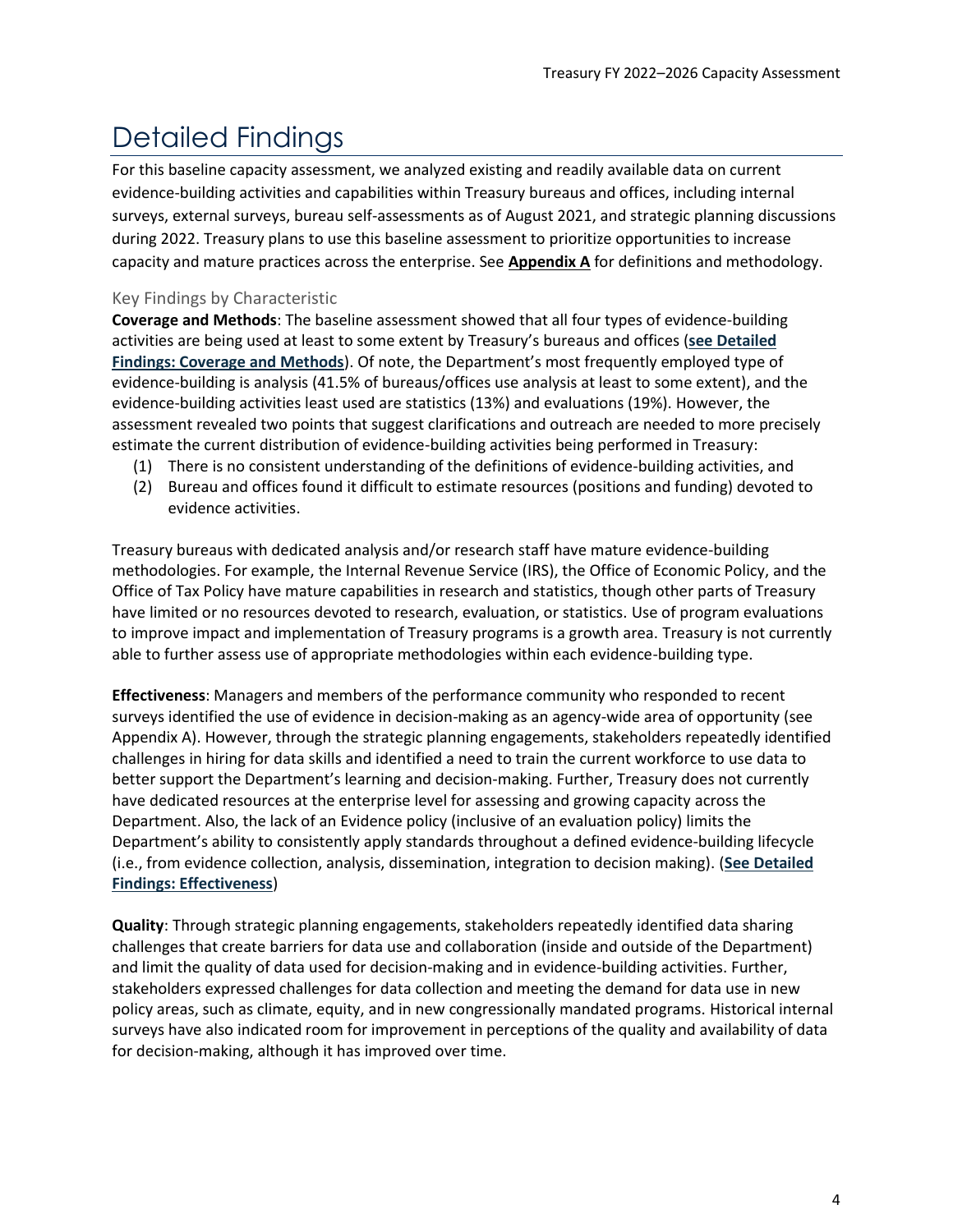# Detailed Findings

For this baseline capacity assessment, we analyzed existing and readily available data on current evidence-building activities and capabilities within Treasury bureaus and offices, including internal surveys, external surveys, bureau self-assessments as of August 2021, and strategic planning discussions during 2022. Treasury plans to use this baseline assessment to prioritize opportunities to increase capacity and mature practices across the enterprise. See **Appendix A** for definitions and methodology.

## Key Findings by Characteristic

**Coverage and Methods**: The baseline assessment showed that all four types of evidence-building activities are being used at least to some extent by Treasury's bureaus and offices (**see Detailed Findings: Coverage and Methods**). Of note, the Department's most frequently employed type of evidence-building is analysis (41.5% of bureaus/offices use analysis at least to some extent), and the evidence-building activities least used are statistics (13%) and evaluations (19%). However, the assessment revealed two points that suggest clarifications and outreach are needed to more precisely estimate the current distribution of evidence-building activities being performed in Treasury:

1. There is no consistent understanding of the definitions of evidence-building activities, and
2. Bureau and offices found it difficult to estimate resources (positions and funding) devoted to evidence activities.

Treasury bureaus with dedicated analysis and/or research staff have mature evidence-building methodologies. For example, the Internal Revenue Service (IRS), the Office of Economic Policy, and the Office of Tax Policy have mature capabilities in research and statistics, though other parts of Treasury have limited or no resources devoted to research, evaluation, or statistics. Use of program evaluations to improve impact and implementation of Treasury programs is a growth area. Treasury is not currently able to further assess use of appropriate methodologies within each evidence-building type.

**Effectiveness**: Managers and members of the performance community who responded to recent surveys identified the use of evidence in decision-making as an agency-wide area of opportunity (see Appendix A). However, through the strategic planning engagements, stakeholders repeatedly identified challenges in hiring for data skills and identified a need to train the current workforce to use data to better support the Department's learning and decision-making. Further, Treasury does not currently have dedicated resources at the enterprise level for assessing and growing capacity across the Department. Also, the lack of an Evidence policy (inclusive of an evaluation policy) limits the Department's ability to consistently apply standards throughout a defined evidence-building lifecycle (i.e., from evidence collection, analysis, dissemination, integration to decision making). (**See Detailed Findings: Effectiveness**)

**Quality**: Through strategic planning engagements, stakeholders repeatedly identified data sharing challenges that create barriers for data use and collaboration (inside and outside of the Department) and limit the quality of data used for decision-making and in evidence-building activities. Further, stakeholders expressed challenges for data collection and meeting the demand for data use in new policy areas, such as climate, equity, and in new congressionally mandated programs. Historical internal surveys have also indicated room for improvement in perceptions of the quality and availability of data for decision-making, although it has improved over time.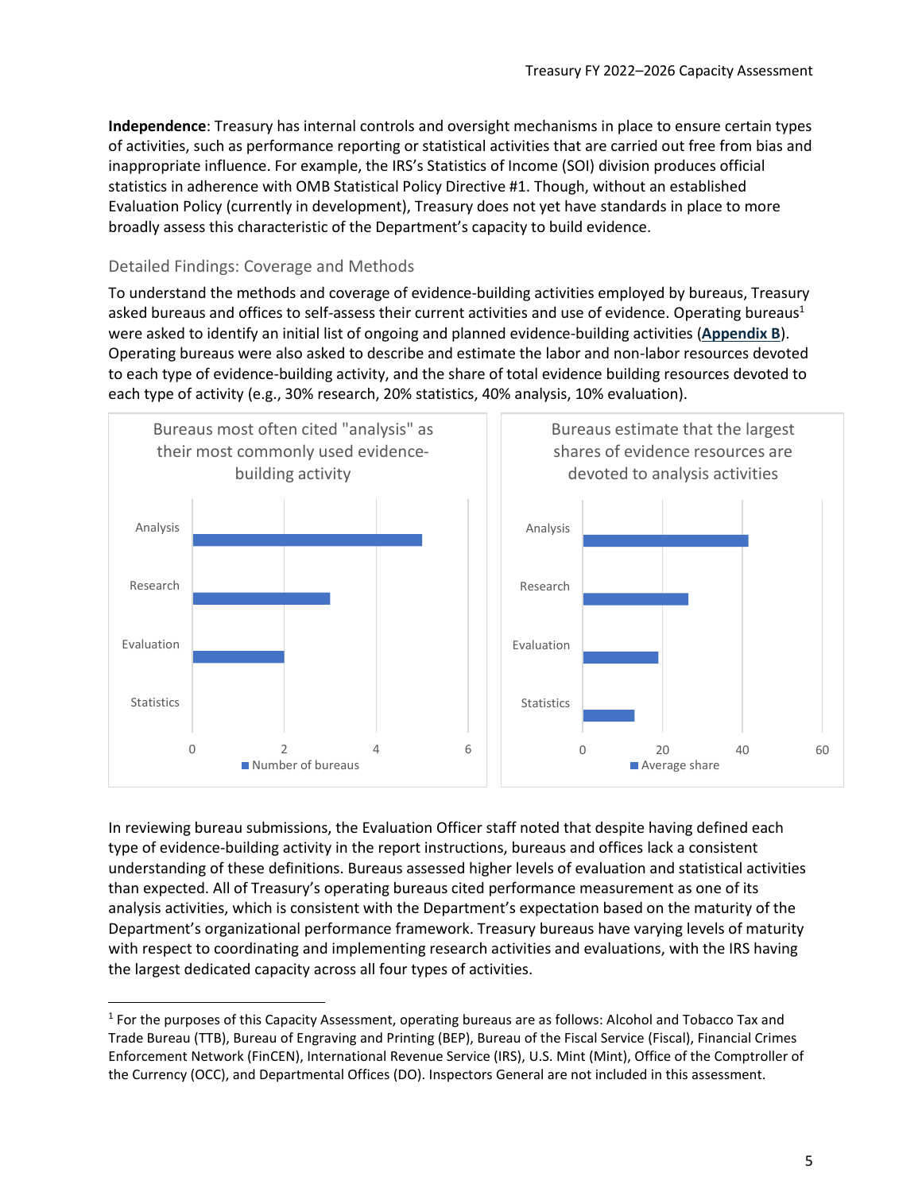**Independence**: Treasury has internal controls and oversight mechanisms in place to ensure certain types of activities, such as performance reporting or statistical activities that are carried out free from bias and inappropriate influence. For example, the IRS's Statistics of Income (SOI) division produces official statistics in adherence with OMB Statistical Policy Directive #1. Though, without an established Evaluation Policy (currently in development), Treasury does not yet have standards in place to more broadly assess this characteristic of the Department's capacity to build evidence.

### Detailed Findings: Coverage and Methods

To understand the methods and coverage of evidence-building activities employed by bureaus, Treasury asked bureaus and offices to self-assess their current activities and use of evidence. Operating bureaus[1] were asked to identify an initial list of ongoing and planned evidence-building activities (**Appendix B**). Operating bureaus were also asked to describe and estimate the labor and non-labor resources devoted to each type of evidence-building activity, and the share of total evidence building resources devoted to each type of activity (e.g., 30% research, 20% statistics, 40% analysis, 10% evaluation).

Bureaus most often cited "analysis" as their most commonly used evidence-building activity

Analysis, Research, Evaluation, Statistics; axis 0, 2, 4, 6; Number of bureaus

Bureaus estimate that the largest shares of evidence resources are devoted to analysis activities

Analysis, Research, Evaluation, Statistics; axis 0, 20, 40, 60; Average share

In reviewing bureau submissions, the Evaluation Officer staff noted that despite having defined each type of evidence-building activity in the report instructions, bureaus and offices lack a consistent understanding of these definitions. Bureaus assessed higher levels of evaluation and statistical activities than expected. All of Treasury's operating bureaus cited performance measurement as one of its analysis activities, which is consistent with the Department's expectation based on the maturity of the Department's organizational performance framework. Treasury bureaus have varying levels of maturity with respect to coordinating and implementing research activities and evaluations, with the IRS having the largest dedicated capacity across all four types of activities.

---

[1] For the purposes of this Capacity Assessment, operating bureaus are as follows: Alcohol and Tobacco Tax and Trade Bureau (TTB), Bureau of Engraving and Printing (BEP), Bureau of the Fiscal Service (Fiscal), Financial Crimes Enforcement Network (FinCEN), International Revenue Service (IRS), U.S. Mint (Mint), Office of the Comptroller of the Currency (OCC), and Departmental Offices (DO). Inspectors General are not included in this assessment.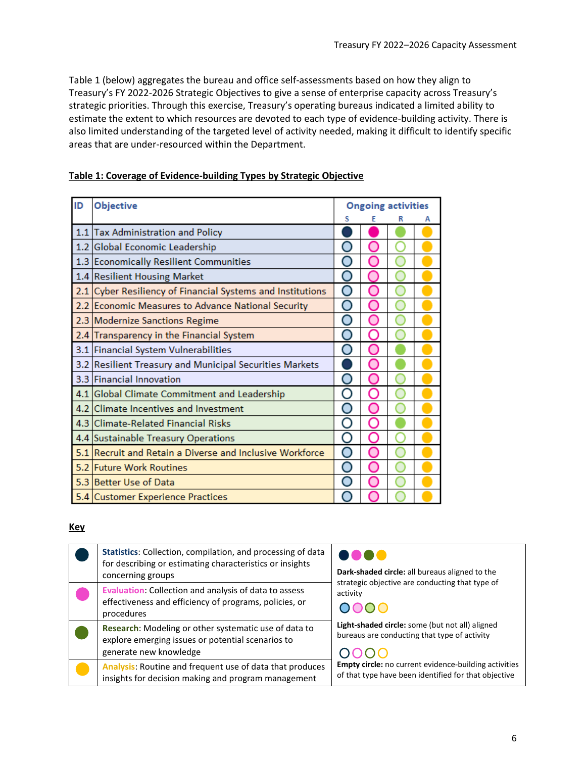Table 1 (below) aggregates the bureau and office self-assessments based on how they align to Treasury's FY 2022-2026 Strategic Objectives to give a sense of enterprise capacity across Treasury's strategic priorities. Through this exercise, Treasury's operating bureaus indicated a limited ability to estimate the extent to which resources are devoted to each type of evidence-building activity. There is also limited understanding of the targeted level of activity needed, making it difficult to identify specific areas that are under-resourced within the Department.

## Table 1: Coverage of Evidence-building Types by Strategic Objective

Circle shading is given as words: Dark = dark-shaded circle, Light = light-shaded circle, Empty = empty circle.

| ID | Objective | Ongoing activities | | | |
|---|---|---|---|---|---|
| | | S | E | R | A |
| 1.1 | Tax Administration and Policy | Dark | Dark | Dark | Dark |
| 1.2 | Global Economic Leadership | Light | Light | Empty | Dark |
| 1.3 | Economically Resilient Communities | Light | Light | Light | Dark |
| 1.4 | Resilient Housing Market | Light | Light | Light | Dark |
| 2.1 | Cyber Resiliency of Financial Systems and Institutions | Light | Light | Light | Dark |
| 2.2 | Economic Measures to Advance National Security | Light | Light | Light | Dark |
| 2.3 | Modernize Sanctions Regime | Light | Light | Light | Dark |
| 2.4 | Transparency in the Financial System | Light | Empty | Light | Dark |
| 3.1 | Financial System Vulnerabilities | Light | Light | Dark | Dark |
| 3.2 | Resilient Treasury and Municipal Securities Markets | Dark | Light | Dark | Dark |
| 3.3 | Financial Innovation | Light | Light | Light | Dark |
| 4.1 | Global Climate Commitment and Leadership | Empty | Empty | Light | Dark |
| 4.2 | Climate Incentives and Investment | Light | Light | Light | Dark |
| 4.3 | Climate-Related Financial Risks | Empty | Empty | Dark | Dark |
| 4.4 | Sustainable Treasury Operations | Empty | Empty | Empty | Dark |
| 5.1 | Recruit and Retain a Diverse and Inclusive Workforce | Light | Light | Light | Dark |
| 5.2 | Future Work Routines | Light | Light | Light | Dark |
| 5.3 | Better Use of Data | Light | Light | Light | Dark |
| 5.4 | Customer Experience Practices | Light | Light | Light | Dark |

### Key

| Type | Description |
|---|---|
| S | **Statistics**: Collection, compilation, and processing of data for describing or estimating characteristics or insights concerning groups |
| E | **Evaluation**: Collection and analysis of data to assess effectiveness and efficiency of programs, policies, or procedures |
| R | **Research**: Modeling or other systematic use of data to explore emerging issues or potential scenarios to generate new knowledge |
| A | **Analysis**: Routine and frequent use of data that produces insights for decision making and program management |

- **Dark-shaded circle:** all bureaus aligned to the strategic objective are conducting that type of activity
- **Light-shaded circle:** some (but not all) aligned bureaus are conducting that type of activity
- **Empty circle:** no current evidence-building activities of that type have been identified for that objective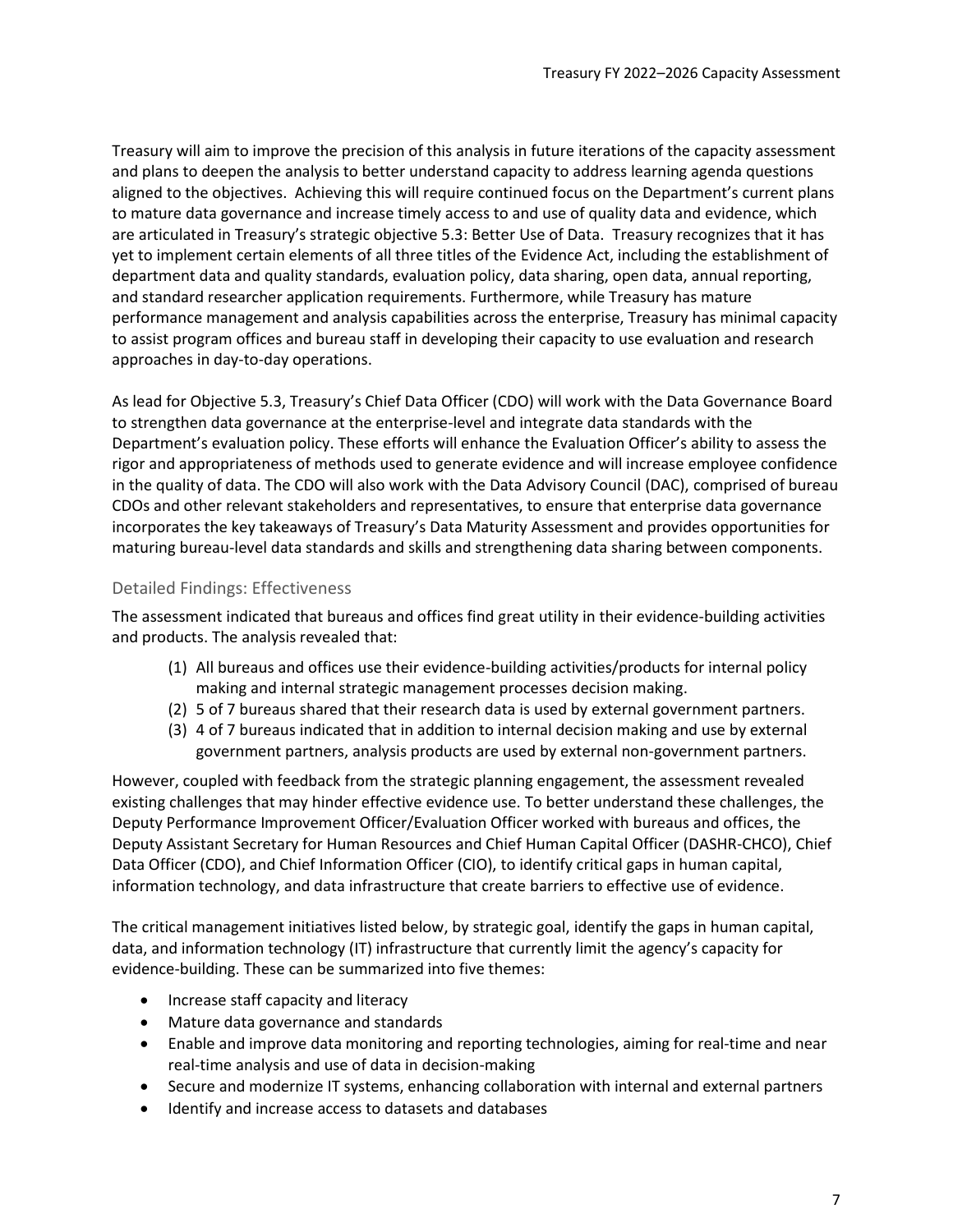Treasury will aim to improve the precision of this analysis in future iterations of the capacity assessment and plans to deepen the analysis to better understand capacity to address learning agenda questions aligned to the objectives. Achieving this will require continued focus on the Department's current plans to mature data governance and increase timely access to and use of quality data and evidence, which are articulated in Treasury's strategic objective 5.3: Better Use of Data. Treasury recognizes that it has yet to implement certain elements of all three titles of the Evidence Act, including the establishment of department data and quality standards, evaluation policy, data sharing, open data, annual reporting, and standard researcher application requirements. Furthermore, while Treasury has mature performance management and analysis capabilities across the enterprise, Treasury has minimal capacity to assist program offices and bureau staff in developing their capacity to use evaluation and research approaches in day-to-day operations.

As lead for Objective 5.3, Treasury's Chief Data Officer (CDO) will work with the Data Governance Board to strengthen data governance at the enterprise-level and integrate data standards with the Department's evaluation policy. These efforts will enhance the Evaluation Officer's ability to assess the rigor and appropriateness of methods used to generate evidence and will increase employee confidence in the quality of data. The CDO will also work with the Data Advisory Council (DAC), comprised of bureau CDOs and other relevant stakeholders and representatives, to ensure that enterprise data governance incorporates the key takeaways of Treasury's Data Maturity Assessment and provides opportunities for maturing bureau-level data standards and skills and strengthening data sharing between components.

### Detailed Findings: Effectiveness

The assessment indicated that bureaus and offices find great utility in their evidence-building activities and products. The analysis revealed that:

1. All bureaus and offices use their evidence-building activities/products for internal policy making and internal strategic management processes decision making.
2. 5 of 7 bureaus shared that their research data is used by external government partners.
3. 4 of 7 bureaus indicated that in addition to internal decision making and use by external government partners, analysis products are used by external non-government partners.

However, coupled with feedback from the strategic planning engagement, the assessment revealed existing challenges that may hinder effective evidence use. To better understand these challenges, the Deputy Performance Improvement Officer/Evaluation Officer worked with bureaus and offices, the Deputy Assistant Secretary for Human Resources and Chief Human Capital Officer (DASHR-CHCO), Chief Data Officer (CDO), and Chief Information Officer (CIO), to identify critical gaps in human capital, information technology, and data infrastructure that create barriers to effective use of evidence.

The critical management initiatives listed below, by strategic goal, identify the gaps in human capital, data, and information technology (IT) infrastructure that currently limit the agency's capacity for evidence-building. These can be summarized into five themes:

- Increase staff capacity and literacy
- Mature data governance and standards
- Enable and improve data monitoring and reporting technologies, aiming for real-time and near real-time analysis and use of data in decision-making
- Secure and modernize IT systems, enhancing collaboration with internal and external partners
- Identify and increase access to datasets and databases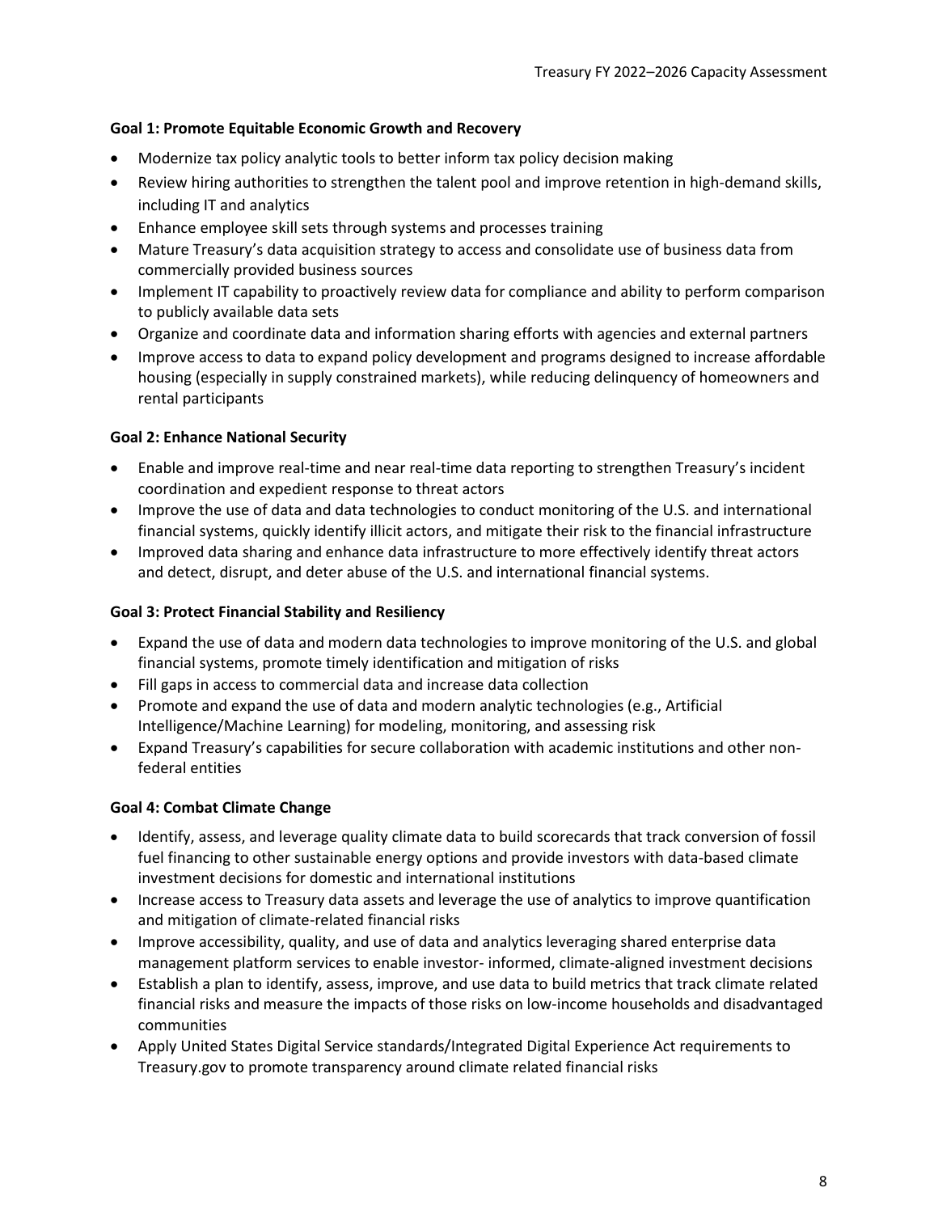**Goal 1: Promote Equitable Economic Growth and Recovery**

- Modernize tax policy analytic tools to better inform tax policy decision making
- Review hiring authorities to strengthen the talent pool and improve retention in high-demand skills, including IT and analytics
- Enhance employee skill sets through systems and processes training
- Mature Treasury's data acquisition strategy to access and consolidate use of business data from commercially provided business sources
- Implement IT capability to proactively review data for compliance and ability to perform comparison to publicly available data sets
- Organize and coordinate data and information sharing efforts with agencies and external partners
- Improve access to data to expand policy development and programs designed to increase affordable housing (especially in supply constrained markets), while reducing delinquency of homeowners and rental participants

**Goal 2: Enhance National Security**

- Enable and improve real-time and near real-time data reporting to strengthen Treasury's incident coordination and expedient response to threat actors
- Improve the use of data and data technologies to conduct monitoring of the U.S. and international financial systems, quickly identify illicit actors, and mitigate their risk to the financial infrastructure
- Improved data sharing and enhance data infrastructure to more effectively identify threat actors and detect, disrupt, and deter abuse of the U.S. and international financial systems.

**Goal 3: Protect Financial Stability and Resiliency**

- Expand the use of data and modern data technologies to improve monitoring of the U.S. and global financial systems, promote timely identification and mitigation of risks
- Fill gaps in access to commercial data and increase data collection
- Promote and expand the use of data and modern analytic technologies (e.g., Artificial Intelligence/Machine Learning) for modeling, monitoring, and assessing risk
- Expand Treasury's capabilities for secure collaboration with academic institutions and other non-federal entities

**Goal 4: Combat Climate Change**

- Identify, assess, and leverage quality climate data to build scorecards that track conversion of fossil fuel financing to other sustainable energy options and provide investors with data-based climate investment decisions for domestic and international institutions
- Increase access to Treasury data assets and leverage the use of analytics to improve quantification and mitigation of climate-related financial risks
- Improve accessibility, quality, and use of data and analytics leveraging shared enterprise data management platform services to enable investor- informed, climate-aligned investment decisions
- Establish a plan to identify, assess, improve, and use data to build metrics that track climate related financial risks and measure the impacts of those risks on low-income households and disadvantaged communities
- Apply United States Digital Service standards/Integrated Digital Experience Act requirements to Treasury.gov to promote transparency around climate related financial risks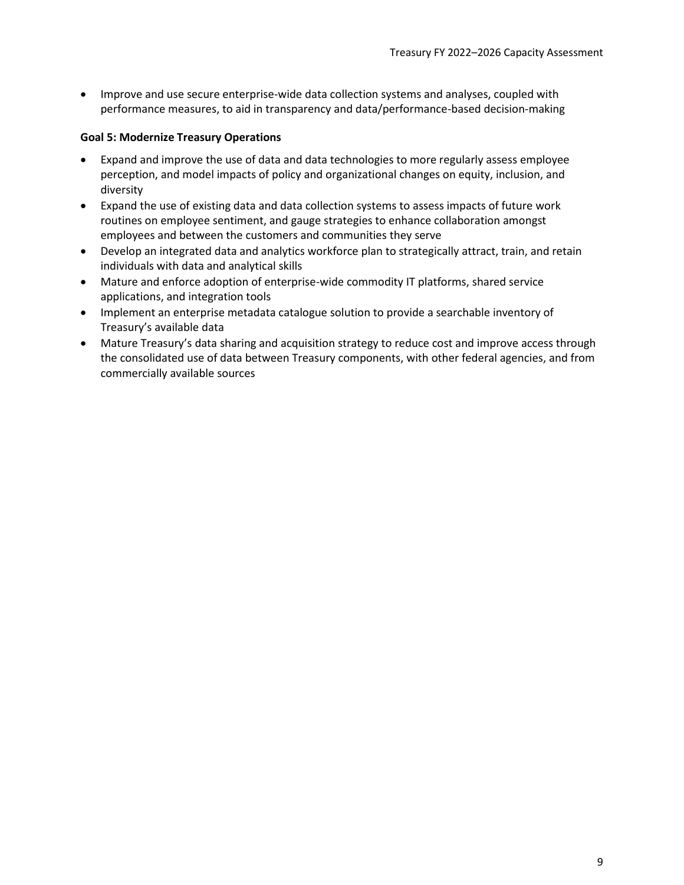- Improve and use secure enterprise-wide data collection systems and analyses, coupled with performance measures, to aid in transparency and data/performance-based decision-making

**Goal 5: Modernize Treasury Operations**

- Expand and improve the use of data and data technologies to more regularly assess employee perception, and model impacts of policy and organizational changes on equity, inclusion, and diversity
- Expand the use of existing data and data collection systems to assess impacts of future work routines on employee sentiment, and gauge strategies to enhance collaboration amongst employees and between the customers and communities they serve
- Develop an integrated data and analytics workforce plan to strategically attract, train, and retain individuals with data and analytical skills
- Mature and enforce adoption of enterprise-wide commodity IT platforms, shared service applications, and integration tools
- Implement an enterprise metadata catalogue solution to provide a searchable inventory of Treasury's available data
- Mature Treasury's data sharing and acquisition strategy to reduce cost and improve access through the consolidated use of data between Treasury components, with other federal agencies, and from commercially available sources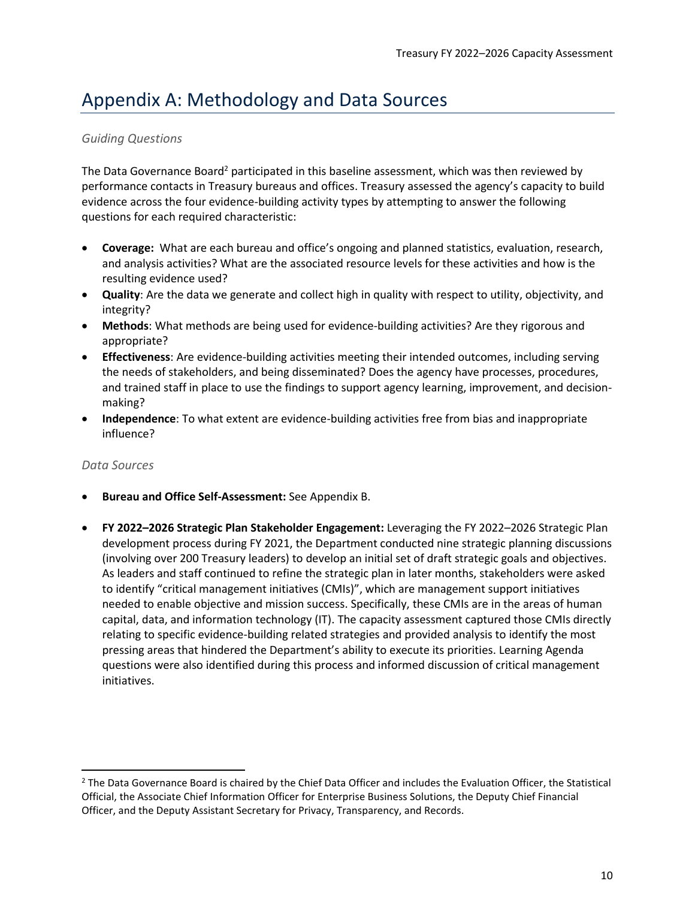# Appendix A: Methodology and Data Sources

*Guiding Questions*

The Data Governance Board[2] participated in this baseline assessment, which was then reviewed by performance contacts in Treasury bureaus and offices. Treasury assessed the agency's capacity to build evidence across the four evidence-building activity types by attempting to answer the following questions for each required characteristic:

- **Coverage:** What are each bureau and office's ongoing and planned statistics, evaluation, research, and analysis activities? What are the associated resource levels for these activities and how is the resulting evidence used?
- **Quality**: Are the data we generate and collect high in quality with respect to utility, objectivity, and integrity?
- **Methods**: What methods are being used for evidence-building activities? Are they rigorous and appropriate?
- **Effectiveness**: Are evidence-building activities meeting their intended outcomes, including serving the needs of stakeholders, and being disseminated? Does the agency have processes, procedures, and trained staff in place to use the findings to support agency learning, improvement, and decision-making?
- **Independence**: To what extent are evidence-building activities free from bias and inappropriate influence?

*Data Sources*

- **Bureau and Office Self-Assessment:** See Appendix B.

- **FY 2022–2026 Strategic Plan Stakeholder Engagement:** Leveraging the FY 2022–2026 Strategic Plan development process during FY 2021, the Department conducted nine strategic planning discussions (involving over 200 Treasury leaders) to develop an initial set of draft strategic goals and objectives. As leaders and staff continued to refine the strategic plan in later months, stakeholders were asked to identify "critical management initiatives (CMIs)", which are management support initiatives needed to enable objective and mission success. Specifically, these CMIs are in the areas of human capital, data, and information technology (IT). The capacity assessment captured those CMIs directly relating to specific evidence-building related strategies and provided analysis to identify the most pressing areas that hindered the Department's ability to execute its priorities. Learning Agenda questions were also identified during this process and informed discussion of critical management initiatives.

[2] The Data Governance Board is chaired by the Chief Data Officer and includes the Evaluation Officer, the Statistical Official, the Associate Chief Information Officer for Enterprise Business Solutions, the Deputy Chief Financial Officer, and the Deputy Assistant Secretary for Privacy, Transparency, and Records.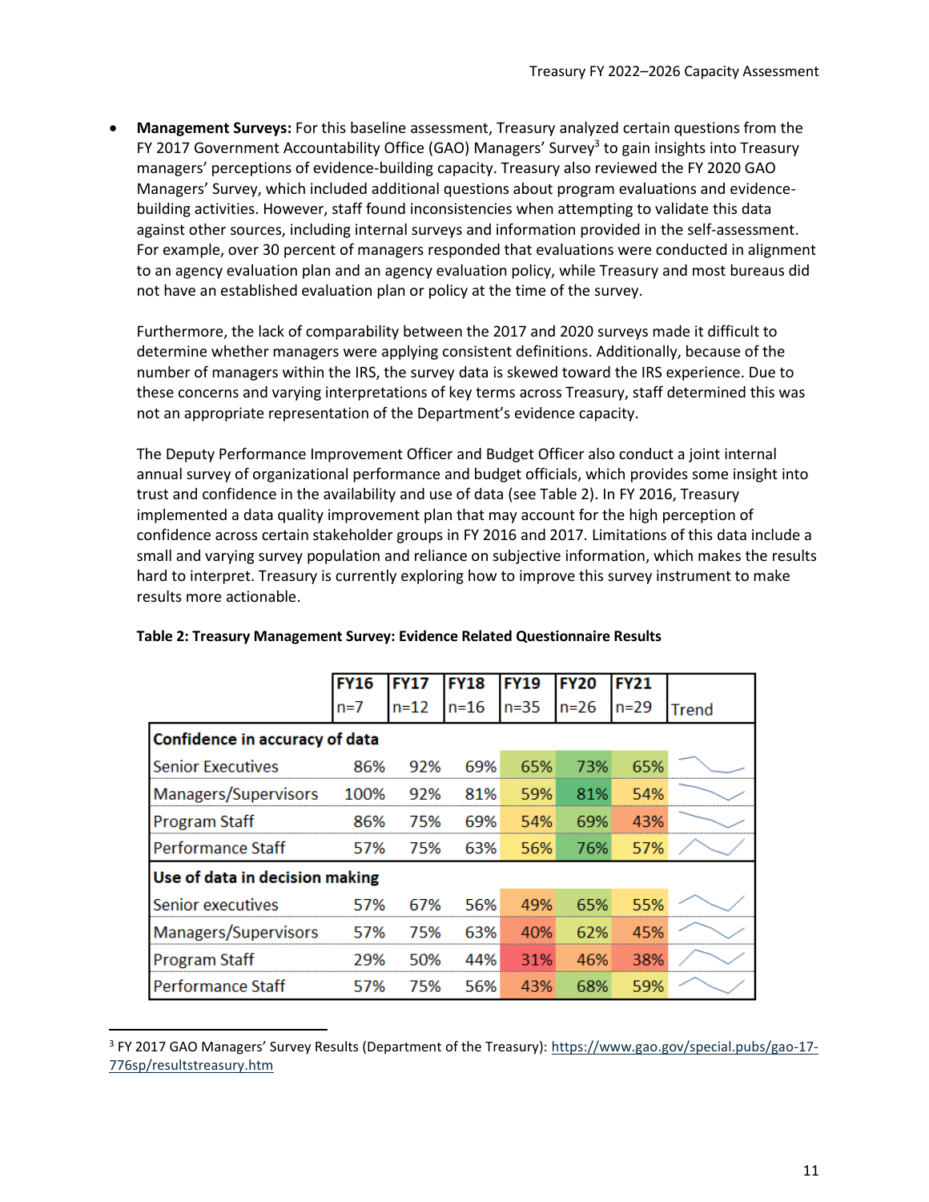- **Management Surveys:** For this baseline assessment, Treasury analyzed certain questions from the FY 2017 Government Accountability Office (GAO) Managers' Survey[3] to gain insights into Treasury managers' perceptions of evidence-building capacity. Treasury also reviewed the FY 2020 GAO Managers' Survey, which included additional questions about program evaluations and evidence-building activities. However, staff found inconsistencies when attempting to validate this data against other sources, including internal surveys and information provided in the self-assessment. For example, over 30 percent of managers responded that evaluations were conducted in alignment to an agency evaluation plan and an agency evaluation policy, while Treasury and most bureaus did not have an established evaluation plan or policy at the time of the survey.

  Furthermore, the lack of comparability between the 2017 and 2020 surveys made it difficult to determine whether managers were applying consistent definitions. Additionally, because of the number of managers within the IRS, the survey data is skewed toward the IRS experience. Due to these concerns and varying interpretations of key terms across Treasury, staff determined this was not an appropriate representation of the Department's evidence capacity.

  The Deputy Performance Improvement Officer and Budget Officer also conduct a joint internal annual survey of organizational performance and budget officials, which provides some insight into trust and confidence in the availability and use of data (see Table 2). In FY 2016, Treasury implemented a data quality improvement plan that may account for the high perception of confidence across certain stakeholder groups in FY 2016 and 2017. Limitations of this data include a small and varying survey population and reliance on subjective information, which makes the results hard to interpret. Treasury is currently exploring how to improve this survey instrument to make results more actionable.

**Table 2: Treasury Management Survey: Evidence Related Questionnaire Results**

| | FY16 n=7 | FY17 n=12 | FY18 n=16 | FY19 n=35 | FY20 n=26 | FY21 n=29 | Trend |
|---|---|---|---|---|---|---|---|
| **Confidence in accuracy of data** | | | | | | | |
| Senior Executives | 86% | 92% | 69% | 65% | 73% | 65% | |
| Managers/Supervisors | 100% | 92% | 81% | 59% | 81% | 54% | |
| Program Staff | 86% | 75% | 69% | 54% | 69% | 43% | |
| Performance Staff | 57% | 75% | 63% | 56% | 76% | 57% | |
| **Use of data in decision making** | | | | | | | |
| Senior executives | 57% | 67% | 56% | 49% | 65% | 55% | |
| Managers/Supervisors | 57% | 75% | 63% | 40% | 62% | 45% | |
| Program Staff | 29% | 50% | 44% | 31% | 46% | 38% | |
| Performance Staff | 57% | 75% | 56% | 43% | 68% | 59% | |

[3] FY 2017 GAO Managers' Survey Results (Department of the Treasury): https://www.gao.gov/special.pubs/gao-17-776sp/resultstreasury.htm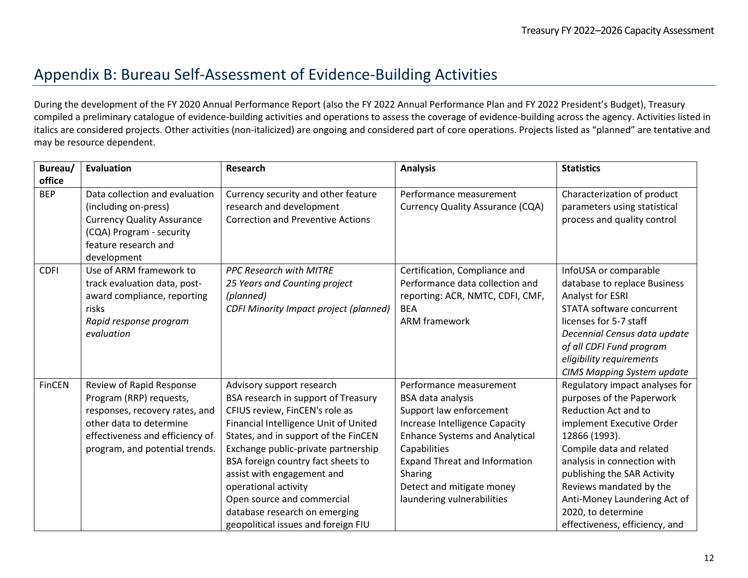## Appendix B: Bureau Self-Assessment of Evidence-Building Activities

During the development of the FY 2020 Annual Performance Report (also the FY 2022 Annual Performance Plan and FY 2022 President's Budget), Treasury compiled a preliminary catalogue of evidence-building activities and operations to assess the coverage of evidence-building across the agency. Activities listed in italics are considered projects. Other activities (non-italicized) are ongoing and considered part of core operations. Projects listed as "planned" are tentative and may be resource dependent.

| Bureau/ office | Evaluation | Research | Analysis | Statistics |
|---|---|---|---|---|
| BEP | Data collection and evaluation (including on-press)<br>Currency Quality Assurance (CQA) Program - security feature research and development | Currency security and other feature research and development<br>Correction and Preventive Actions | Performance measurement<br>Currency Quality Assurance (CQA) | Characterization of product parameters using statistical process and quality control |
| CDFI | Use of ARM framework to track evaluation data, post-award compliance, reporting risks<br>*Rapid response program evaluation* | *PPC Research with MITRE*<br>*25 Years and Counting project (planned)*<br>*CDFI Minority Impact project (planned)* | Certification, Compliance and Performance data collection and reporting: ACR, NMTC, CDFI, CMF, BEA<br>ARM framework | InfoUSA or comparable database to replace Business Analyst for ESRI<br>STATA software concurrent licenses for 5-7 staff<br>*Decennial Census data update of all CDFI Fund program eligibility requirements*<br>*CIMS Mapping System update* |
| FinCEN | Review of Rapid Response Program (RRP) requests, responses, recovery rates, and other data to determine effectiveness and efficiency of program, and potential trends. | Advisory support research<br>BSA research in support of Treasury CFIUS review, FinCEN's role as Financial Intelligence Unit of United States, and in support of the FinCEN Exchange public-private partnership<br>BSA foreign country fact sheets to assist with engagement and operational activity<br>Open source and commercial database research on emerging geopolitical issues and foreign FIU | Performance measurement<br>BSA data analysis<br>Support law enforcement<br>Increase Intelligence Capacity<br>Enhance Systems and Analytical Capabilities<br>Expand Threat and Information Sharing<br>Detect and mitigate money laundering vulnerabilities | Regulatory impact analyses for purposes of the Paperwork Reduction Act and to implement Executive Order 12866 (1993).<br>Compile data and related analysis in connection with publishing the SAR Activity Reviews mandated by the Anti-Money Laundering Act of 2020, to determine effectiveness, efficiency, and |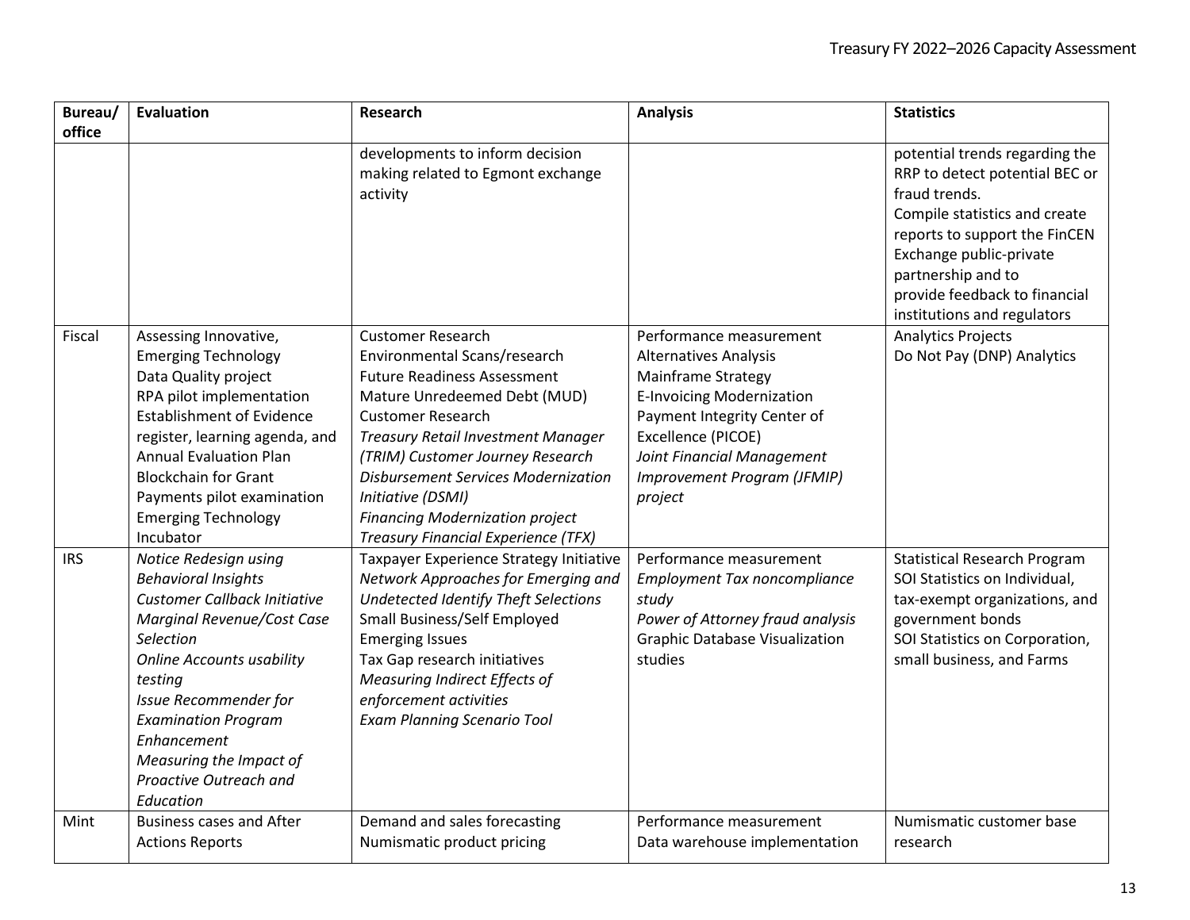| Bureau/ office | Evaluation | Research | Analysis | Statistics |
|---|---|---|---|---|
| | | developments to inform decision making related to Egmont exchange activity | | potential trends regarding the RRP to detect potential BEC or fraud trends.<br>Compile statistics and create reports to support the FinCEN Exchange public-private partnership and to provide feedback to financial institutions and regulators |
| Fiscal | Assessing Innovative, Emerging Technology<br>Data Quality project<br>RPA pilot implementation<br>Establishment of Evidence register, learning agenda, and Annual Evaluation Plan<br>Blockchain for Grant Payments pilot examination<br>Emerging Technology Incubator | Customer Research<br>Environmental Scans/research<br>Future Readiness Assessment<br>Mature Unredeemed Debt (MUD) Customer Research<br>*Treasury Retail Investment Manager (TRIM) Customer Journey Research*<br>*Disbursement Services Modernization Initiative (DSMI)*<br>*Financing Modernization project*<br>*Treasury Financial Experience (TFX)* | Performance measurement<br>Alternatives Analysis<br>Mainframe Strategy<br>E-Invoicing Modernization<br>Payment Integrity Center of Excellence (PICOE)<br>*Joint Financial Management Improvement Program (JFMIP) project* | Analytics Projects<br>Do Not Pay (DNP) Analytics |
| IRS | *Notice Redesign using Behavioral Insights*<br>*Customer Callback Initiative*<br>*Marginal Revenue/Cost Case Selection*<br>*Online Accounts usability testing*<br>*Issue Recommender for Examination Program Enhancement*<br>*Measuring the Impact of Proactive Outreach and Education* | Taxpayer Experience Strategy Initiative<br>*Network Approaches for Emerging and Undetected Identify Theft Selections*<br>Small Business/Self Employed Emerging Issues<br>Tax Gap research initiatives<br>*Measuring Indirect Effects of enforcement activities*<br>*Exam Planning Scenario Tool* | Performance measurement<br>*Employment Tax noncompliance study*<br>*Power of Attorney fraud analysis*<br>Graphic Database Visualization studies | Statistical Research Program<br>SOI Statistics on Individual, tax-exempt organizations, and government bonds<br>SOI Statistics on Corporation, small business, and Farms |
| Mint | Business cases and After Actions Reports | Demand and sales forecasting<br>Numismatic product pricing | Performance measurement<br>Data warehouse implementation | Numismatic customer base research |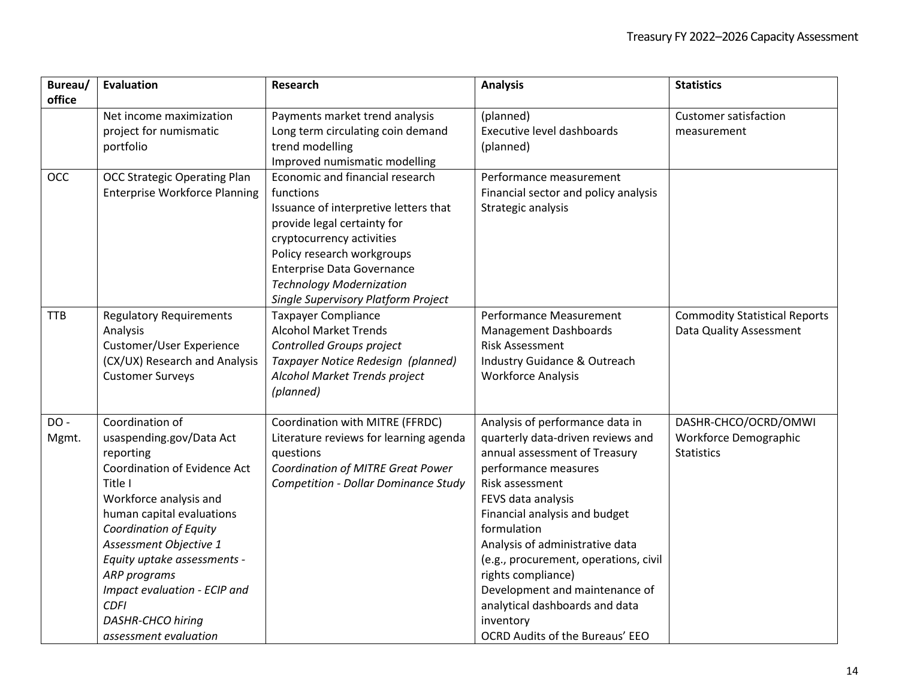| Bureau/ office | Evaluation | Research | Analysis | Statistics |
|---|---|---|---|---|
| | Net income maximization project for numismatic portfolio | Payments market trend analysis<br>Long term circulating coin demand trend modelling<br>Improved numismatic modelling | (planned)<br>Executive level dashboards (planned) | Customer satisfaction measurement |
| OCC | OCC Strategic Operating Plan<br>Enterprise Workforce Planning | Economic and financial research functions<br>Issuance of interpretive letters that provide legal certainty for cryptocurrency activities<br>Policy research workgroups<br>Enterprise Data Governance<br>*Technology Modernization*<br>*Single Supervisory Platform Project* | Performance measurement<br>Financial sector and policy analysis<br>Strategic analysis | |
| TTB | Regulatory Requirements Analysis<br>Customer/User Experience (CX/UX) Research and Analysis<br>Customer Surveys | Taxpayer Compliance<br>Alcohol Market Trends<br>*Controlled Groups project*<br>*Taxpayer Notice Redesign (planned)*<br>*Alcohol Market Trends project (planned)* | Performance Measurement<br>Management Dashboards<br>Risk Assessment<br>Industry Guidance & Outreach<br>Workforce Analysis | Commodity Statistical Reports<br>Data Quality Assessment |
| DO - Mgmt. | Coordination of usaspending.gov/Data Act reporting<br>Coordination of Evidence Act Title I<br>Workforce analysis and human capital evaluations<br>*Coordination of Equity Assessment Objective 1*<br>*Equity uptake assessments - ARP programs*<br>*Impact evaluation - ECIP and CDFI*<br>*DASHR-CHCO hiring assessment evaluation* | Coordination with MITRE (FFRDC)<br>Literature reviews for learning agenda questions<br>*Coordination of MITRE Great Power Competition - Dollar Dominance Study* | Analysis of performance data in quarterly data-driven reviews and annual assessment of Treasury performance measures<br>Risk assessment<br>FEVS data analysis<br>Financial analysis and budget formulation<br>Analysis of administrative data (e.g., procurement, operations, civil rights compliance)<br>Development and maintenance of analytical dashboards and data inventory<br>OCRD Audits of the Bureaus' EEO | DASHR-CHCO/OCRD/OMWI Workforce Demographic Statistics |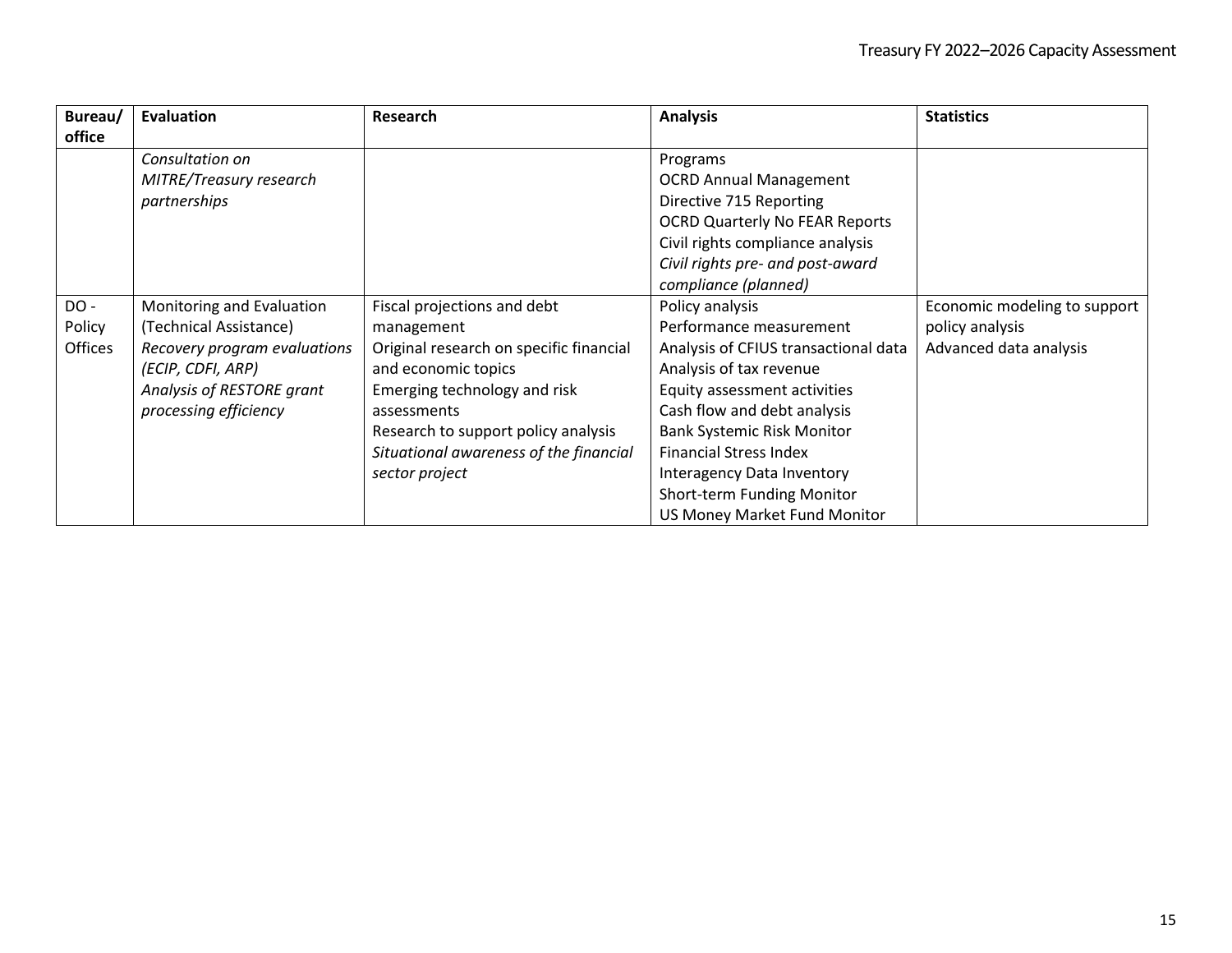| Bureau/ office | Evaluation | Research | Analysis | Statistics |
|---|---|---|---|---|
| | *Consultation on MITRE/Treasury research partnerships* | | Programs<br>OCRD Annual Management Directive 715 Reporting<br>OCRD Quarterly No FEAR Reports<br>Civil rights compliance analysis<br>*Civil rights pre- and post-award compliance (planned)* | |
| DO - Policy Offices | Monitoring and Evaluation (Technical Assistance)<br>*Recovery program evaluations (ECIP, CDFI, ARP)*<br>*Analysis of RESTORE grant processing efficiency* | Fiscal projections and debt management<br>Original research on specific financial and economic topics<br>Emerging technology and risk assessments<br>Research to support policy analysis<br>*Situational awareness of the financial sector project* | Policy analysis<br>Performance measurement<br>Analysis of CFIUS transactional data<br>Analysis of tax revenue<br>Equity assessment activities<br>Cash flow and debt analysis<br>Bank Systemic Risk Monitor<br>Financial Stress Index<br>Interagency Data Inventory<br>Short-term Funding Monitor<br>US Money Market Fund Monitor | Economic modeling to support policy analysis<br>Advanced data analysis |